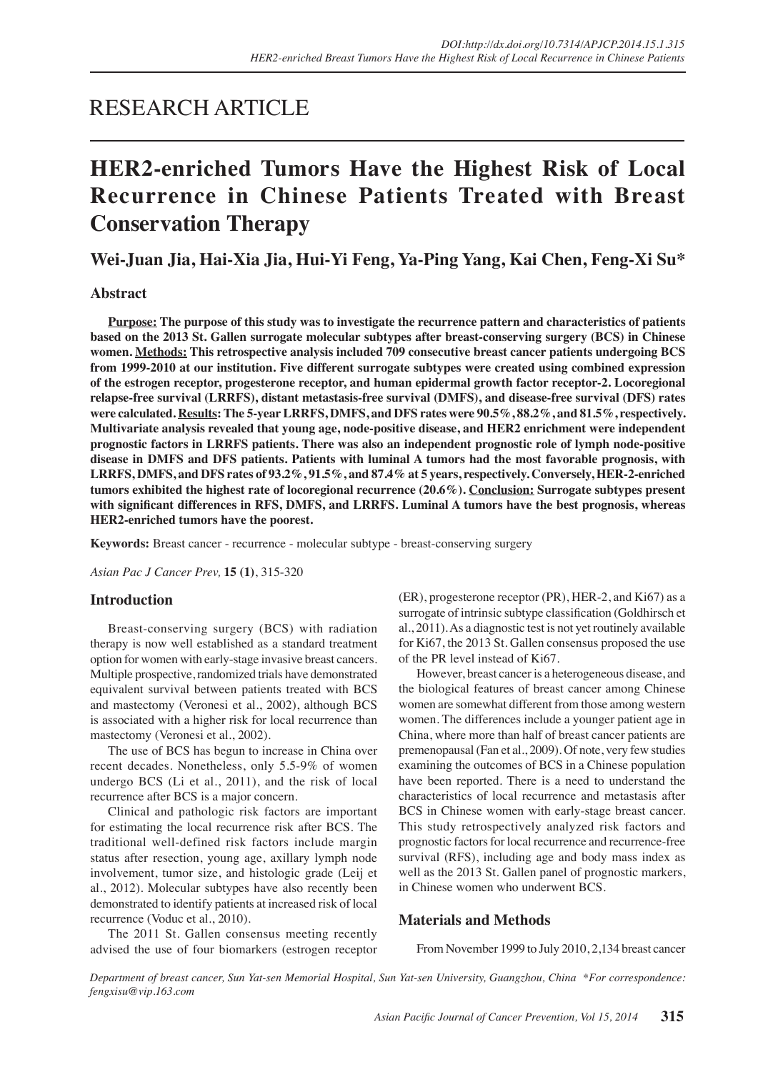RESEARCH ARTICLE

# HER2-enriched Tumors Have the Highest Risk of Local Recurrence in Chinese Patients Treated with Breast Conservation Therapy

**Wei-Juan Jia, Hai-Xia Jia, Hui-Yi Feng, Ya-Ping Yang, Kai Chen, Feng-Xi Su***

## Abstract

**Purpose: The purpose of this study was to investigate the recurrence pattern and characteristics of patients based on the 2013 St. Gallen surrogate molecular subtypes after breast-conserving surgery (BCS) in Chinese women. Methods: This retrospective analysis included 709 consecutive breast cancer patients undergoing BCS from 1999-2010 at our institution. Five different surrogate subtypes were created using combined expression of the estrogen receptor, progesterone receptor, and human epidermal growth factor receptor-2. Locoregional relapse-free survival (LRRFS), distant metastasis-free survival (DMFS), and disease-free survival (DFS) rates were calculated. Results: The 5-year LRRFS, DMFS, and DFS rates were 90.5%, 88.2%, and 81.5%, respectively. Multivariate analysis revealed that young age, node-positive disease, and HER2 enrichment were independent prognostic factors in LRRFS patients. There was also an independent prognostic role of lymph node-positive disease in DMFS and DFS patients. Patients with luminal A tumors had the most favorable prognosis, with LRRFS, DMFS, and DFS rates of 93.2%, 91.5%, and 87.4% at 5 years, respectively. Conversely, HER-2-enriched tumors exhibited the highest rate of locoregional recurrence (20.6%). Conclusion: Surrogate subtypes present with significant differences in RFS, DMFS, and LRRFS. Luminal A tumors have the best prognosis, whereas HER2-enriched tumors have the poorest.**

**Keywords:** Breast cancer - recurrence - molecular subtype - breast-conserving surgery

*Asian Pac J Cancer Prev,* **15 (1)**, 315-320

## Introduction

Breast-conserving surgery (BCS) with radiation therapy is now well established as a standard treatment option for women with early-stage invasive breast cancers. Multiple prospective, randomized trials have demonstrated equivalent survival between patients treated with BCS and mastectomy (Veronesi et al., 2002), although BCS is associated with a higher risk for local recurrence than mastectomy (Veronesi et al., 2002).

The use of BCS has begun to increase in China over recent decades. Nonetheless, only 5.5-9% of women undergo BCS (Li et al., 2011), and the risk of local recurrence after BCS is a major concern.

Clinical and pathologic risk factors are important for estimating the local recurrence risk after BCS. The traditional well-defined risk factors include margin status after resection, young age, axillary lymph node involvement, tumor size, and histologic grade (Leij et al., 2012). Molecular subtypes have also recently been demonstrated to identify patients at increased risk of local recurrence (Voduc et al., 2010).

The 2011 St. Gallen consensus meeting recently advised the use of four biomarkers (estrogen receptor (ER), progesterone receptor (PR), HER-2, and Ki67) as a surrogate of intrinsic subtype classification (Goldhirsch et al., 2011). As a diagnostic test is not yet routinely available for Ki67, the 2013 St. Gallen consensus proposed the use of the PR level instead of Ki67.

However, breast cancer is a heterogeneous disease, and the biological features of breast cancer among Chinese women are somewhat different from those among western women. The differences include a younger patient age in China, where more than half of breast cancer patients are premenopausal (Fan et al., 2009). Of note, very few studies examining the outcomes of BCS in a Chinese population have been reported. There is a need to understand the characteristics of local recurrence and metastasis after BCS in Chinese women with early-stage breast cancer. This study retrospectively analyzed risk factors and prognostic factors for local recurrence and recurrence-free survival (RFS), including age and body mass index as well as the 2013 St. Gallen panel of prognostic markers, in Chinese women who underwent BCS.

## Materials and Methods

From November 1999 to July 2010, 2,134 breast cancer

*Department of breast cancer, Sun Yat-sen Memorial Hospital, Sun Yat-sen University, Guangzhou, China \*For correspondence: fengxisu@vip.163.com*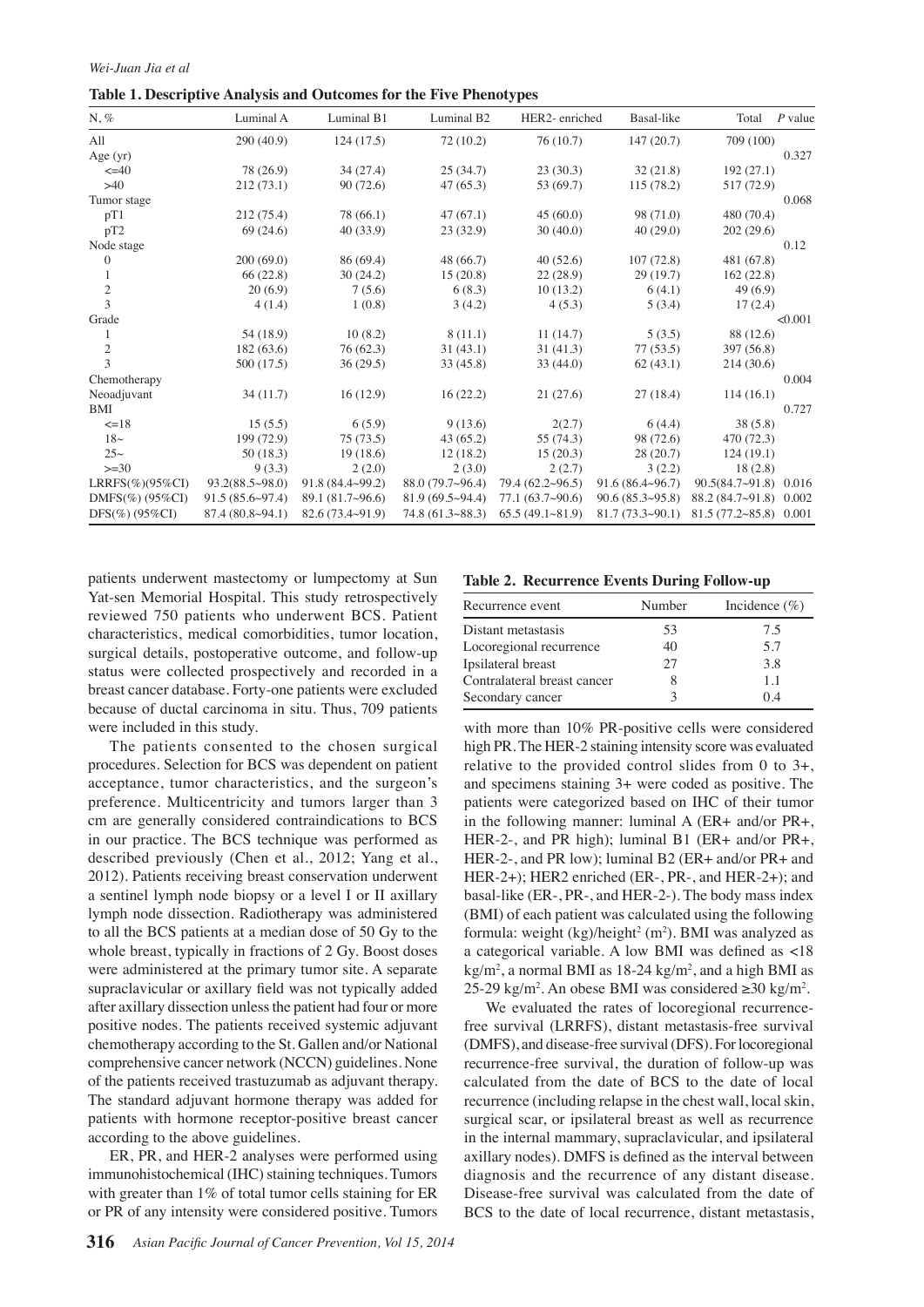**Table 1. Descriptive Analysis and Outcomes for the Five Phenotypes**

| N, % | Luminal A | Luminal B1 | Luminal B2 | HER2- enriched | Basal-like | Total | *P* value |
|---|---|---|---|---|---|---|---|
| All | 290 (40.9) | 124 (17.5) | 72 (10.2) | 76 (10.7) | 147 (20.7) | 709 (100) | |
| Age (yr) | | | | | | | 0.327 |
| <=40 | 78 (26.9) | 34 (27.4) | 25 (34.7) | 23 (30.3) | 32 (21.8) | 192 (27.1) | |
| >40 | 212 (73.1) | 90 (72.6) | 47 (65.3) | 53 (69.7) | 115 (78.2) | 517 (72.9) | |
| Tumor stage | | | | | | | 0.068 |
| pT1 | 212 (75.4) | 78 (66.1) | 47 (67.1) | 45 (60.0) | 98 (71.0) | 480 (70.4) | |
| pT2 | 69 (24.6) | 40 (33.9) | 23 (32.9) | 30 (40.0) | 40 (29.0) | 202 (29.6) | |
| Node stage | | | | | | | 0.12 |
| 0 | 200 (69.0) | 86 (69.4) | 48 (66.7) | 40 (52.6) | 107 (72.8) | 481 (67.8) | |
| 1 | 66 (22.8) | 30 (24.2) | 15 (20.8) | 22 (28.9) | 29 (19.7) | 162 (22.8) | |
| 2 | 20 (6.9) | 7 (5.6) | 6 (8.3) | 10 (13.2) | 6 (4.1) | 49 (6.9) | |
| 3 | 4 (1.4) | 1 (0.8) | 3 (4.2) | 4 (5.3) | 5 (3.4) | 17 (2.4) | |
| Grade | | | | | | | <0.001 |
| 1 | 54 (18.9) | 10 (8.2) | 8 (11.1) | 11 (14.7) | 5 (3.5) | 88 (12.6) | |
| 2 | 182 (63.6) | 76 (62.3) | 31 (43.1) | 31 (41.3) | 77 (53.5) | 397 (56.8) | |
| 3 | 500 (17.5) | 36 (29.5) | 33 (45.8) | 33 (44.0) | 62 (43.1) | 214 (30.6) | |
| Chemotherapy | | | | | | | 0.004 |
| Neoadjuvant | 34 (11.7) | 16 (12.9) | 16 (22.2) | 21 (27.6) | 27 (18.4) | 114 (16.1) | |
| BMI | | | | | | | 0.727 |
| <=18 | 15 (5.5) | 6 (5.9) | 9 (13.6) | 2(2.7) | 6 (4.4) | 38 (5.8) | |
| 18~ | 199 (72.9) | 75 (73.5) | 43 (65.2) | 55 (74.3) | 98 (72.6) | 470 (72.3) | |
| 25~ | 50 (18.3) | 19 (18.6) | 12 (18.2) | 15 (20.3) | 28 (20.7) | 124 (19.1) | |
| >=30 | 9 (3.3) | 2 (2.0) | 2 (3.0) | 2 (2.7) | 3 (2.2) | 18 (2.8) | |
| LRRFS(%)(95%CI) | 93.2(88.5~98.0) | 91.8 (84.4~99.2) | 88.0 (79.7~96.4) | 79.4 (62.2~96.5) | 91.6 (86.4~96.7) | 90.5(84.7~91.8) | 0.016 |
| DMFS(%) (95%CI) | 91.5 (85.6~97.4) | 89.1 (81.7~96.6) | 81.9 (69.5~94.4) | 77.1 (63.7~90.6) | 90.6 (85.3~95.8) | 88.2 (84.7~91.8) | 0.002 |
| DFS(%) (95%CI) | 87.4 (80.8~94.1) | 82.6 (73.4~91.9) | 74.8 (61.3~88.3) | 65.5 (49.1~81.9) | 81.7 (73.3~90.1) | 81.5 (77.2~85.8) | 0.001 |

patients underwent mastectomy or lumpectomy at Sun Yat-sen Memorial Hospital. This study retrospectively reviewed 750 patients who underwent BCS. Patient characteristics, medical comorbidities, tumor location, surgical details, postoperative outcome, and follow-up status were collected prospectively and recorded in a breast cancer database. Forty-one patients were excluded because of ductal carcinoma in situ. Thus, 709 patients were included in this study.

The patients consented to the chosen surgical procedures. Selection for BCS was dependent on patient acceptance, tumor characteristics, and the surgeon's preference. Multicentricity and tumors larger than 3 cm are generally considered contraindications to BCS in our practice. The BCS technique was performed as described previously (Chen et al., 2012; Yang et al., 2012). Patients receiving breast conservation underwent a sentinel lymph node biopsy or a level I or II axillary lymph node dissection. Radiotherapy was administered to all the BCS patients at a median dose of 50 Gy to the whole breast, typically in fractions of 2 Gy. Boost doses were administered at the primary tumor site. A separate supraclavicular or axillary field was not typically added after axillary dissection unless the patient had four or more positive nodes. The patients received systemic adjuvant chemotherapy according to the St. Gallen and/or National comprehensive cancer network (NCCN) guidelines. None of the patients received trastuzumab as adjuvant therapy. The standard adjuvant hormone therapy was added for patients with hormone receptor-positive breast cancer according to the above guidelines.

ER, PR, and HER-2 analyses were performed using immunohistochemical (IHC) staining techniques. Tumors with greater than 1% of total tumor cells staining for ER or PR of any intensity were considered positive. Tumors

**Table 2. Recurrence Events During Follow-up**

| Recurrence event | Number | Incidence (%) |
|---|---|---|
| Distant metastasis | 53 | 7.5 |
| Locoregional recurrence | 40 | 5.7 |
| Ipsilateral breast | 27 | 3.8 |
| Contralateral breast cancer | 8 | 1.1 |
| Secondary cancer | 3 | 0.4 |

with more than 10% PR-positive cells were considered high PR. The HER-2 staining intensity score was evaluated relative to the provided control slides from 0 to 3+, and specimens staining 3+ were coded as positive. The patients were categorized based on IHC of their tumor in the following manner: luminal A (ER+ and/or PR+, HER-2-, and PR high); luminal B1 (ER+ and/or PR+, HER-2-, and PR low); luminal B2 (ER+ and/or PR+ and HER-2+); HER2 enriched (ER-, PR-, and HER-2+); and basal-like (ER-, PR-, and HER-2-). The body mass index (BMI) of each patient was calculated using the following formula: weight (kg)/height$^2$ (m$^2$). BMI was analyzed as a categorical variable. A low BMI was defined as <18 kg/m$^2$, a normal BMI as 18-24 kg/m$^2$, and a high BMI as 25-29 kg/m$^2$. An obese BMI was considered ≥30 kg/m$^2$.

We evaluated the rates of locoregional recurrence-free survival (LRRFS), distant metastasis-free survival (DMFS), and disease-free survival (DFS). For locoregional recurrence-free survival, the duration of follow-up was calculated from the date of BCS to the date of local recurrence (including relapse in the chest wall, local skin, surgical scar, or ipsilateral breast as well as recurrence in the internal mammary, supraclavicular, and ipsilateral axillary nodes). DMFS is defined as the interval between diagnosis and the recurrence of any distant disease. Disease-free survival was calculated from the date of BCS to the date of local recurrence, distant metastasis,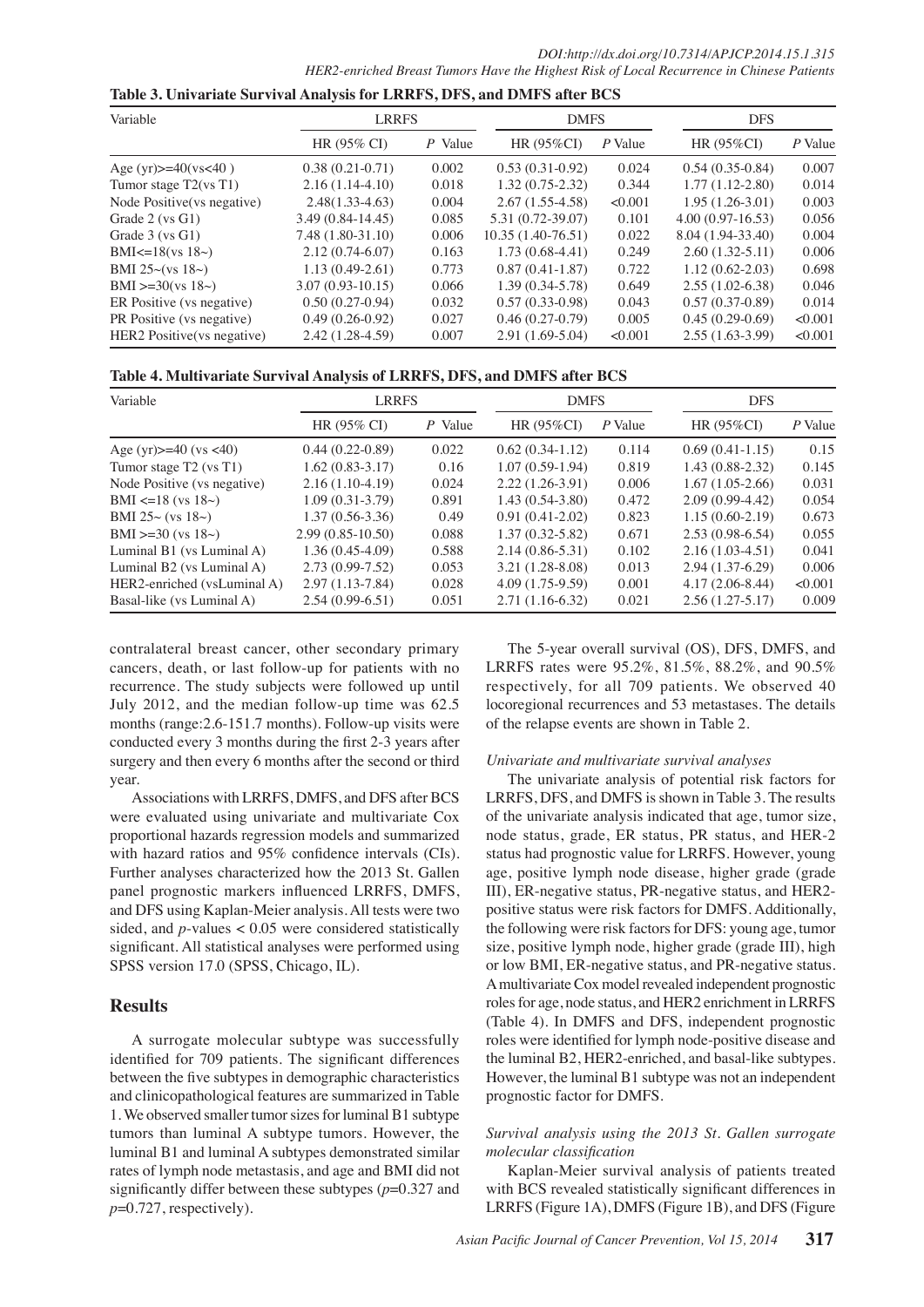**Table 3. Univariate Survival Analysis for LRRFS, DFS, and DMFS after BCS**

| Variable | LRRFS | | DMFS | | DFS | |
|---|---|---|---|---|---|---|
| | HR (95% CI) | *P* Value | HR (95%CI) | *P* Value | HR (95%CI) | *P* Value |
| Age (yr)>=40(vs<40 ) | 0.38 (0.21-0.71) | 0.002 | 0.53 (0.31-0.92) | 0.024 | 0.54 (0.35-0.84) | 0.007 |
| Tumor stage T2(vs T1) | 2.16 (1.14-4.10) | 0.018 | 1.32 (0.75-2.32) | 0.344 | 1.77 (1.12-2.80) | 0.014 |
| Node Positive(vs negative) | 2.48(1.33-4.63) | 0.004 | 2.67 (1.55-4.58) | <0.001 | 1.95 (1.26-3.01) | 0.003 |
| Grade 2 (vs G1) | 3.49 (0.84-14.45) | 0.085 | 5.31 (0.72-39.07) | 0.101 | 4.00 (0.97-16.53) | 0.056 |
| Grade 3 (vs G1) | 7.48 (1.80-31.10) | 0.006 | 10.35 (1.40-76.51) | 0.022 | 8.04 (1.94-33.40) | 0.004 |
| BMI<=18(vs 18~) | 2.12 (0.74-6.07) | 0.163 | 1.73 (0.68-4.41) | 0.249 | 2.60 (1.32-5.11) | 0.006 |
| BMI 25~(vs 18~) | 1.13 (0.49-2.61) | 0.773 | 0.87 (0.41-1.87) | 0.722 | 1.12 (0.62-2.03) | 0.698 |
| BMI >=30(vs 18~) | 3.07 (0.93-10.15) | 0.066 | 1.39 (0.34-5.78) | 0.649 | 2.55 (1.02-6.38) | 0.046 |
| ER Positive (vs negative) | 0.50 (0.27-0.94) | 0.032 | 0.57 (0.33-0.98) | 0.043 | 0.57 (0.37-0.89) | 0.014 |
| PR Positive (vs negative) | 0.49 (0.26-0.92) | 0.027 | 0.46 (0.27-0.79) | 0.005 | 0.45 (0.29-0.69) | <0.001 |
| HER2 Positive(vs negative) | 2.42 (1.28-4.59) | 0.007 | 2.91 (1.69-5.04) | <0.001 | 2.55 (1.63-3.99) | <0.001 |

**Table 4. Multivariate Survival Analysis of LRRFS, DFS, and DMFS after BCS**

| Variable | LRRFS | | DMFS | | DFS | |
|---|---|---|---|---|---|---|
| | HR (95% CI) | *P* Value | HR (95%CI) | *P* Value | HR (95%CI) | *P* Value |
| Age (yr)>=40 (vs <40) | 0.44 (0.22-0.89) | 0.022 | 0.62 (0.34-1.12) | 0.114 | 0.69 (0.41-1.15) | 0.15 |
| Tumor stage T2 (vs T1) | 1.62 (0.83-3.17) | 0.16 | 1.07 (0.59-1.94) | 0.819 | 1.43 (0.88-2.32) | 0.145 |
| Node Positive (vs negative) | 2.16 (1.10-4.19) | 0.024 | 2.22 (1.26-3.91) | 0.006 | 1.67 (1.05-2.66) | 0.031 |
| BMI <=18 (vs 18~) | 1.09 (0.31-3.79) | 0.891 | 1.43 (0.54-3.80) | 0.472 | 2.09 (0.99-4.42) | 0.054 |
| BMI 25~ (vs 18~) | 1.37 (0.56-3.36) | 0.49 | 0.91 (0.41-2.02) | 0.823 | 1.15 (0.60-2.19) | 0.673 |
| BMI >=30 (vs 18~) | 2.99 (0.85-10.50) | 0.088 | 1.37 (0.32-5.82) | 0.671 | 2.53 (0.98-6.54) | 0.055 |
| Luminal B1 (vs Luminal A) | 1.36 (0.45-4.09) | 0.588 | 2.14 (0.86-5.31) | 0.102 | 2.16 (1.03-4.51) | 0.041 |
| Luminal B2 (vs Luminal A) | 2.73 (0.99-7.52) | 0.053 | 3.21 (1.28-8.08) | 0.013 | 2.94 (1.37-6.29) | 0.006 |
| HER2-enriched (vsLuminal A) | 2.97 (1.13-7.84) | 0.028 | 4.09 (1.75-9.59) | 0.001 | 4.17 (2.06-8.44) | <0.001 |
| Basal-like (vs Luminal A) | 2.54 (0.99-6.51) | 0.051 | 2.71 (1.16-6.32) | 0.021 | 2.56 (1.27-5.17) | 0.009 |

contralateral breast cancer, other secondary primary cancers, death, or last follow-up for patients with no recurrence. The study subjects were followed up until July 2012, and the median follow-up time was 62.5 months (range:2.6-151.7 months). Follow-up visits were conducted every 3 months during the first 2-3 years after surgery and then every 6 months after the second or third year.

Associations with LRRFS, DMFS, and DFS after BCS were evaluated using univariate and multivariate Cox proportional hazards regression models and summarized with hazard ratios and 95% confidence intervals (CIs). Further analyses characterized how the 2013 St. Gallen panel prognostic markers influenced LRRFS, DMFS, and DFS using Kaplan-Meier analysis. All tests were two sided, and $p$-values $< 0.05$ were considered statistically significant. All statistical analyses were performed using SPSS version 17.0 (SPSS, Chicago, IL).

## Results

A surrogate molecular subtype was successfully identified for 709 patients. The significant differences between the five subtypes in demographic characteristics and clinicopathological features are summarized in Table 1. We observed smaller tumor sizes for luminal B1 subtype tumors than luminal A subtype tumors. However, the luminal B1 and luminal A subtypes demonstrated similar rates of lymph node metastasis, and age and BMI did not significantly differ between these subtypes ($p$=0.327 and $p$=0.727, respectively).

The 5-year overall survival (OS), DFS, DMFS, and LRRFS rates were 95.2%, 81.5%, 88.2%, and 90.5% respectively, for all 709 patients. We observed 40 locoregional recurrences and 53 metastases. The details of the relapse events are shown in Table 2.

### *Univariate and multivariate survival analyses*

The univariate analysis of potential risk factors for LRRFS, DFS, and DMFS is shown in Table 3. The results of the univariate analysis indicated that age, tumor size, node status, grade, ER status, PR status, and HER-2 status had prognostic value for LRRFS. However, young age, positive lymph node disease, higher grade (grade III), ER-negative status, PR-negative status, and HER2-positive status were risk factors for DMFS. Additionally, the following were risk factors for DFS: young age, tumor size, positive lymph node, higher grade (grade III), high or low BMI, ER-negative status, and PR-negative status. A multivariate Cox model revealed independent prognostic roles for age, node status, and HER2 enrichment in LRRFS (Table 4). In DMFS and DFS, independent prognostic roles were identified for lymph node-positive disease and the luminal B2, HER2-enriched, and basal-like subtypes. However, the luminal B1 subtype was not an independent prognostic factor for DMFS.

### *Survival analysis using the 2013 St. Gallen surrogate molecular classification*

Kaplan-Meier survival analysis of patients treated with BCS revealed statistically significant differences in LRRFS (Figure 1A), DMFS (Figure 1B), and DFS (Figure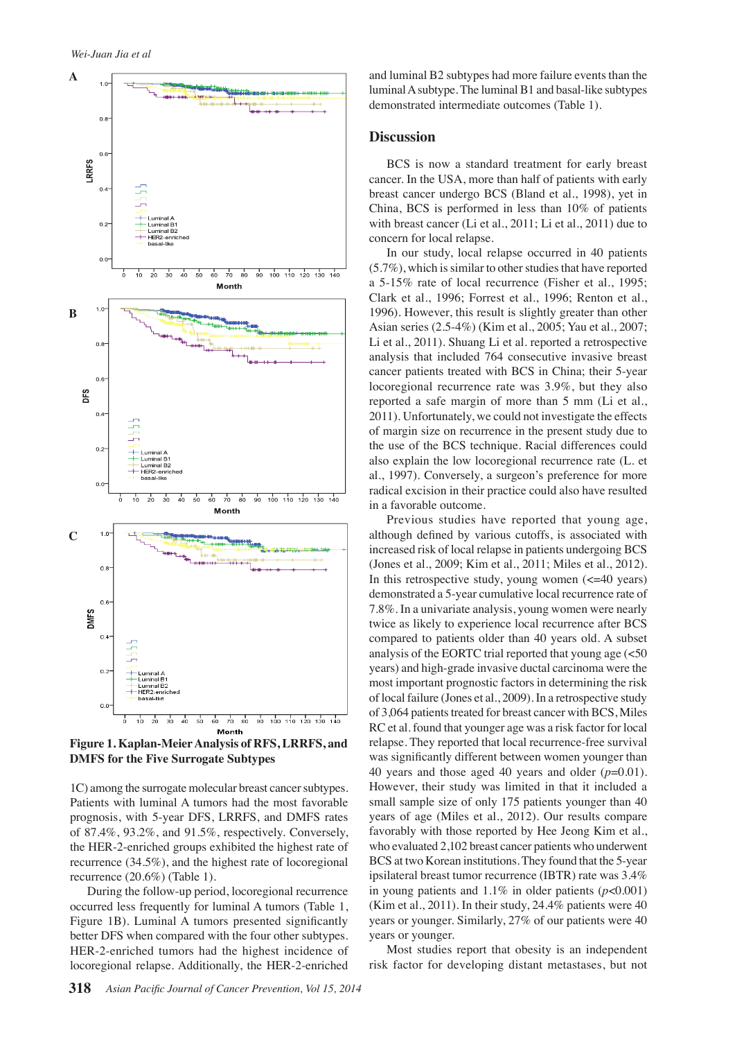**Figure 1. Kaplan-Meier Analysis of RFS, LRRFS, and DMFS for the Five Surrogate Subtypes**

1C) among the surrogate molecular breast cancer subtypes. Patients with luminal A tumors had the most favorable prognosis, with 5-year DFS, LRRFS, and DMFS rates of 87.4%, 93.2%, and 91.5%, respectively. Conversely, the HER-2-enriched groups exhibited the highest rate of recurrence (34.5%), and the highest rate of locoregional recurrence (20.6%) (Table 1).

During the follow-up period, locoregional recurrence occurred less frequently for luminal A tumors (Table 1, Figure 1B). Luminal A tumors presented significantly better DFS when compared with the four other subtypes. HER-2-enriched tumors had the highest incidence of locoregional relapse. Additionally, the HER-2-enriched and luminal B2 subtypes had more failure events than the luminal A subtype. The luminal B1 and basal-like subtypes demonstrated intermediate outcomes (Table 1).

## Discussion

BCS is now a standard treatment for early breast cancer. In the USA, more than half of patients with early breast cancer undergo BCS (Bland et al., 1998), yet in China, BCS is performed in less than 10% of patients with breast cancer (Li et al., 2011; Li et al., 2011) due to concern for local relapse.

In our study, local relapse occurred in 40 patients (5.7%), which is similar to other studies that have reported a 5-15% rate of local recurrence (Fisher et al., 1995; Clark et al., 1996; Forrest et al., 1996; Renton et al., 1996). However, this result is slightly greater than other Asian series (2.5-4%) (Kim et al., 2005; Yau et al., 2007; Li et al., 2011). Shuang Li et al. reported a retrospective analysis that included 764 consecutive invasive breast cancer patients treated with BCS in China; their 5-year locoregional recurrence rate was 3.9%, but they also reported a safe margin of more than 5 mm (Li et al., 2011). Unfortunately, we could not investigate the effects of margin size on recurrence in the present study due to the use of the BCS technique. Racial differences could also explain the low locoregional recurrence rate (L. et al., 1997). Conversely, a surgeon's preference for more radical excision in their practice could also have resulted in a favorable outcome.

Previous studies have reported that young age, although defined by various cutoffs, is associated with increased risk of local relapse in patients undergoing BCS (Jones et al., 2009; Kim et al., 2011; Miles et al., 2012). In this retrospective study, young women (<=40 years) demonstrated a 5-year cumulative local recurrence rate of 7.8%. In a univariate analysis, young women were nearly twice as likely to experience local recurrence after BCS compared to patients older than 40 years old. A subset analysis of the EORTC trial reported that young age (<50 years) and high-grade invasive ductal carcinoma were the most important prognostic factors in determining the risk of local failure (Jones et al., 2009). In a retrospective study of 3,064 patients treated for breast cancer with BCS, Miles RC et al. found that younger age was a risk factor for local relapse. They reported that local recurrence-free survival was significantly different between women younger than 40 years and those aged 40 years and older (*p*=0.01). However, their study was limited in that it included a small sample size of only 175 patients younger than 40 years of age (Miles et al., 2012). Our results compare favorably with those reported by Hee Jeong Kim et al., who evaluated 2,102 breast cancer patients who underwent BCS at two Korean institutions. They found that the 5-year ipsilateral breast tumor recurrence (IBTR) rate was 3.4% in young patients and 1.1% in older patients (*p*<0.001) (Kim et al., 2011). In their study, 24.4% patients were 40 years or younger. Similarly, 27% of our patients were 40 years or younger.

Most studies report that obesity is an independent risk factor for developing distant metastases, but not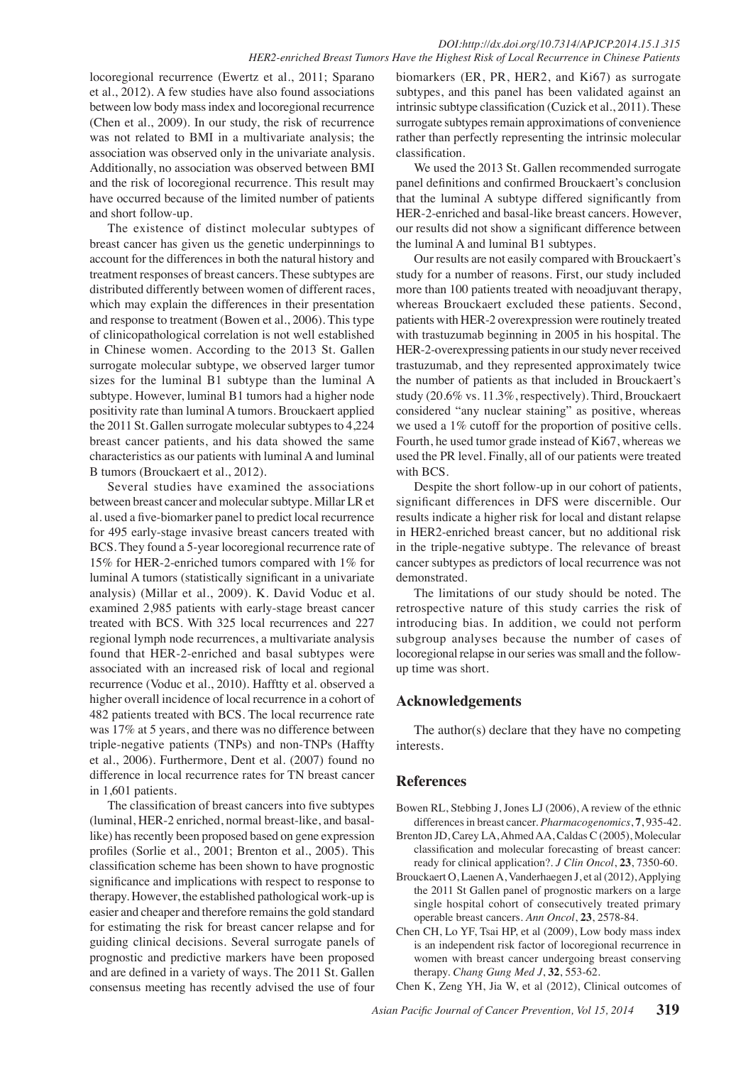locoregional recurrence (Ewertz et al., 2011; Sparano et al., 2012). A few studies have also found associations between low body mass index and locoregional recurrence (Chen et al., 2009). In our study, the risk of recurrence was not related to BMI in a multivariate analysis; the association was observed only in the univariate analysis. Additionally, no association was observed between BMI and the risk of locoregional recurrence. This result may have occurred because of the limited number of patients and short follow-up.

The existence of distinct molecular subtypes of breast cancer has given us the genetic underpinnings to account for the differences in both the natural history and treatment responses of breast cancers. These subtypes are distributed differently between women of different races, which may explain the differences in their presentation and response to treatment (Bowen et al., 2006). This type of clinicopathological correlation is not well established in Chinese women. According to the 2013 St. Gallen surrogate molecular subtype, we observed larger tumor sizes for the luminal B1 subtype than the luminal A subtype. However, luminal B1 tumors had a higher node positivity rate than luminal A tumors. Brouckaert applied the 2011 St. Gallen surrogate molecular subtypes to 4,224 breast cancer patients, and his data showed the same characteristics as our patients with luminal A and luminal B tumors (Brouckaert et al., 2012).

Several studies have examined the associations between breast cancer and molecular subtype. Millar LR et al. used a five-biomarker panel to predict local recurrence for 495 early-stage invasive breast cancers treated with BCS. They found a 5-year locoregional recurrence rate of 15% for HER-2-enriched tumors compared with 1% for luminal A tumors (statistically significant in a univariate analysis) (Millar et al., 2009). K. David Voduc et al. examined 2,985 patients with early-stage breast cancer treated with BCS. With 325 local recurrences and 227 regional lymph node recurrences, a multivariate analysis found that HER-2-enriched and basal subtypes were associated with an increased risk of local and regional recurrence (Voduc et al., 2010). Hafftty et al. observed a higher overall incidence of local recurrence in a cohort of 482 patients treated with BCS. The local recurrence rate was 17% at 5 years, and there was no difference between triple-negative patients (TNPs) and non-TNPs (Haffty et al., 2006). Furthermore, Dent et al. (2007) found no difference in local recurrence rates for TN breast cancer in 1,601 patients.

The classification of breast cancers into five subtypes (luminal, HER-2 enriched, normal breast-like, and basal-like) has recently been proposed based on gene expression profiles (Sorlie et al., 2001; Brenton et al., 2005). This classification scheme has been shown to have prognostic significance and implications with respect to response to therapy. However, the established pathological work-up is easier and cheaper and therefore remains the gold standard for estimating the risk for breast cancer relapse and for guiding clinical decisions. Several surrogate panels of prognostic and predictive markers have been proposed and are defined in a variety of ways. The 2011 St. Gallen consensus meeting has recently advised the use of four biomarkers (ER, PR, HER2, and Ki67) as surrogate subtypes, and this panel has been validated against an intrinsic subtype classification (Cuzick et al., 2011). These surrogate subtypes remain approximations of convenience rather than perfectly representing the intrinsic molecular classification.

We used the 2013 St. Gallen recommended surrogate panel definitions and confirmed Brouckaert's conclusion that the luminal A subtype differed significantly from HER-2-enriched and basal-like breast cancers. However, our results did not show a significant difference between the luminal A and luminal B1 subtypes.

Our results are not easily compared with Brouckaert's study for a number of reasons. First, our study included more than 100 patients treated with neoadjuvant therapy, whereas Brouckaert excluded these patients. Second, patients with HER-2 overexpression were routinely treated with trastuzumab beginning in 2005 in his hospital. The HER-2-overexpressing patients in our study never received trastuzumab, and they represented approximately twice the number of patients as that included in Brouckaert's study (20.6% vs. 11.3%, respectively). Third, Brouckaert considered "any nuclear staining" as positive, whereas we used a 1% cutoff for the proportion of positive cells. Fourth, he used tumor grade instead of Ki67, whereas we used the PR level. Finally, all of our patients were treated with BCS.

Despite the short follow-up in our cohort of patients, significant differences in DFS were discernible. Our results indicate a higher risk for local and distant relapse in HER2-enriched breast cancer, but no additional risk in the triple-negative subtype. The relevance of breast cancer subtypes as predictors of local recurrence was not demonstrated.

The limitations of our study should be noted. The retrospective nature of this study carries the risk of introducing bias. In addition, we could not perform subgroup analyses because the number of cases of locoregional relapse in our series was small and the follow-up time was short.

## Acknowledgements

The author(s) declare that they have no competing interests.

## References

Bowen RL, Stebbing J, Jones LJ (2006), A review of the ethnic differences in breast cancer. *Pharmacogenomics*, **7**, 935-42.

Brenton JD, Carey LA, Ahmed AA, Caldas C (2005), Molecular classification and molecular forecasting of breast cancer: ready for clinical application?. *J Clin Oncol*, **23**, 7350-60.

Brouckaert O, Laenen A, Vanderhaegen J, et al (2012), Applying the 2011 St Gallen panel of prognostic markers on a large single hospital cohort of consecutively treated primary operable breast cancers. *Ann Oncol*, **23**, 2578-84.

Chen CH, Lo YF, Tsai HP, et al (2009), Low body mass index is an independent risk factor of locoregional recurrence in women with breast cancer undergoing breast conserving therapy. *Chang Gung Med J*, **32**, 553-62.

Chen K, Zeng YH, Jia W, et al (2012), Clinical outcomes of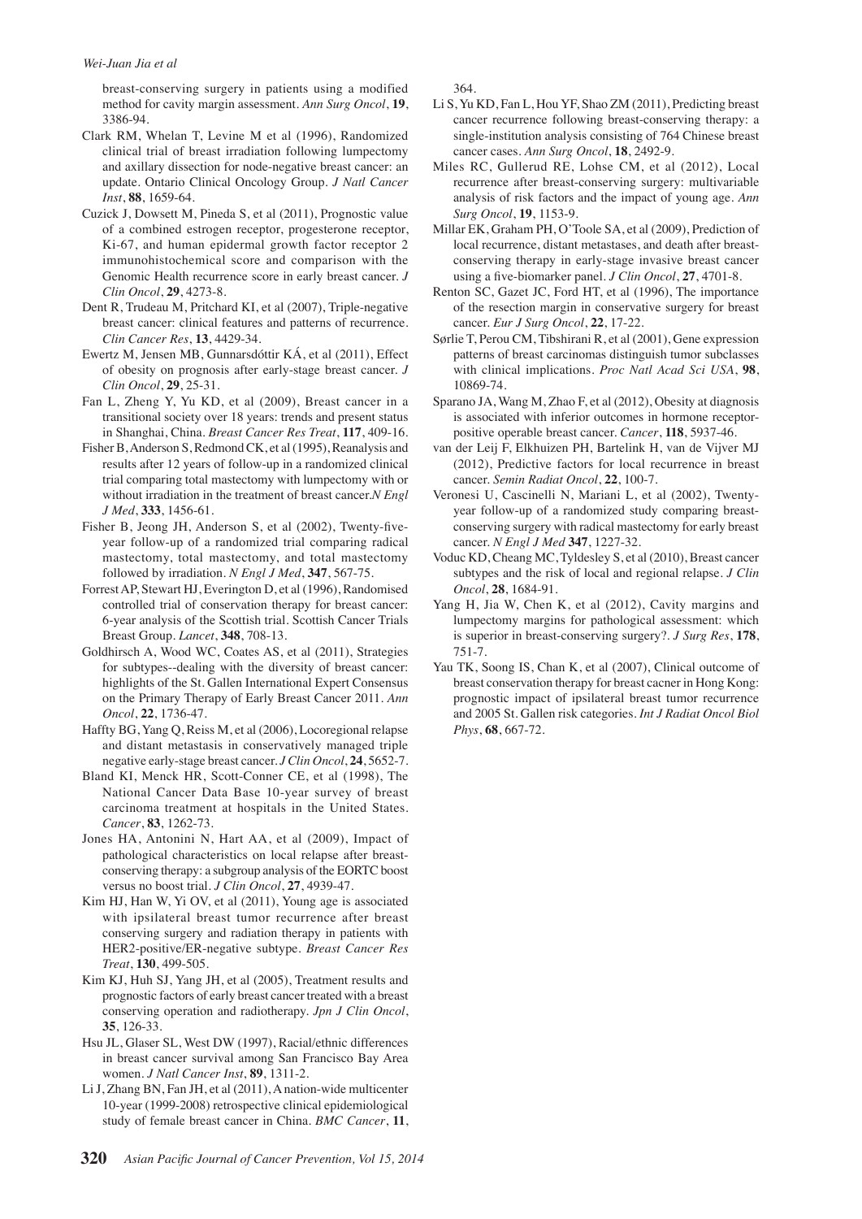breast-conserving surgery in patients using a modified method for cavity margin assessment. *Ann Surg Oncol*, **19**, 3386-94.

Clark RM, Whelan T, Levine M et al (1996), Randomized clinical trial of breast irradiation following lumpectomy and axillary dissection for node-negative breast cancer: an update. Ontario Clinical Oncology Group. *J Natl Cancer Inst*, **88**, 1659-64.

Cuzick J, Dowsett M, Pineda S, et al (2011), Prognostic value of a combined estrogen receptor, progesterone receptor, Ki-67, and human epidermal growth factor receptor 2 immunohistochemical score and comparison with the Genomic Health recurrence score in early breast cancer. *J Clin Oncol*, **29**, 4273-8.

Dent R, Trudeau M, Pritchard KI, et al (2007), Triple-negative breast cancer: clinical features and patterns of recurrence. *Clin Cancer Res*, **13**, 4429-34.

Ewertz M, Jensen MB, Gunnarsdóttir KÁ, et al (2011), Effect of obesity on prognosis after early-stage breast cancer. *J Clin Oncol*, **29**, 25-31.

Fan L, Zheng Y, Yu KD, et al (2009), Breast cancer in a transitional society over 18 years: trends and present status in Shanghai, China. *Breast Cancer Res Treat*, **117**, 409-16.

Fisher B, Anderson S, Redmond CK, et al (1995), Reanalysis and results after 12 years of follow-up in a randomized clinical trial comparing total mastectomy with lumpectomy with or without irradiation in the treatment of breast cancer.*N Engl J Med*, **333**, 1456-61.

Fisher B, Jeong JH, Anderson S, et al (2002), Twenty-five-year follow-up of a randomized trial comparing radical mastectomy, total mastectomy, and total mastectomy followed by irradiation. *N Engl J Med*, **347**, 567-75.

Forrest AP, Stewart HJ, Everington D, et al (1996), Randomised controlled trial of conservation therapy for breast cancer: 6-year analysis of the Scottish trial. Scottish Cancer Trials Breast Group. *Lancet*, **348**, 708-13.

Goldhirsch A, Wood WC, Coates AS, et al (2011), Strategies for subtypes--dealing with the diversity of breast cancer: highlights of the St. Gallen International Expert Consensus on the Primary Therapy of Early Breast Cancer 2011. *Ann Oncol*, **22**, 1736-47.

Haffty BG, Yang Q, Reiss M, et al (2006), Locoregional relapse and distant metastasis in conservatively managed triple negative early-stage breast cancer. *J Clin Oncol*, **24**, 5652-7.

Bland KI, Menck HR, Scott-Conner CE, et al (1998), The National Cancer Data Base 10-year survey of breast carcinoma treatment at hospitals in the United States. *Cancer*, **83**, 1262-73.

Jones HA, Antonini N, Hart AA, et al (2009), Impact of pathological characteristics on local relapse after breast-conserving therapy: a subgroup analysis of the EORTC boost versus no boost trial. *J Clin Oncol*, **27**, 4939-47.

Kim HJ, Han W, Yi OV, et al (2011), Young age is associated with ipsilateral breast tumor recurrence after breast conserving surgery and radiation therapy in patients with HER2-positive/ER-negative subtype. *Breast Cancer Res Treat*, **130**, 499-505.

Kim KJ, Huh SJ, Yang JH, et al (2005), Treatment results and prognostic factors of early breast cancer treated with a breast conserving operation and radiotherapy. *Jpn J Clin Oncol*, **35**, 126-33.

Hsu JL, Glaser SL, West DW (1997), Racial/ethnic differences in breast cancer survival among San Francisco Bay Area women. *J Natl Cancer Inst*, **89**, 1311-2.

Li J, Zhang BN, Fan JH, et al (2011), A nation-wide multicenter 10-year (1999-2008) retrospective clinical epidemiological study of female breast cancer in China. *BMC Cancer*, **11**, 364.

Li S, Yu KD, Fan L, Hou YF, Shao ZM (2011), Predicting breast cancer recurrence following breast-conserving therapy: a single-institution analysis consisting of 764 Chinese breast cancer cases. *Ann Surg Oncol*, **18**, 2492-9.

Miles RC, Gullerud RE, Lohse CM, et al (2012), Local recurrence after breast-conserving surgery: multivariable analysis of risk factors and the impact of young age. *Ann Surg Oncol*, **19**, 1153-9.

Millar EK, Graham PH, O'Toole SA, et al (2009), Prediction of local recurrence, distant metastases, and death after breast-conserving therapy in early-stage invasive breast cancer using a five-biomarker panel. *J Clin Oncol*, **27**, 4701-8.

Renton SC, Gazet JC, Ford HT, et al (1996), The importance of the resection margin in conservative surgery for breast cancer. *Eur J Surg Oncol*, **22**, 17-22.

Sørlie T, Perou CM, Tibshirani R, et al (2001), Gene expression patterns of breast carcinomas distinguish tumor subclasses with clinical implications. *Proc Natl Acad Sci USA*, **98**, 10869-74.

Sparano JA, Wang M, Zhao F, et al (2012), Obesity at diagnosis is associated with inferior outcomes in hormone receptor-positive operable breast cancer. *Cancer*, **118**, 5937-46.

van der Leij F, Elkhuizen PH, Bartelink H, van de Vijver MJ (2012), Predictive factors for local recurrence in breast cancer. *Semin Radiat Oncol*, **22**, 100-7.

Veronesi U, Cascinelli N, Mariani L, et al (2002), Twenty-year follow-up of a randomized study comparing breast-conserving surgery with radical mastectomy for early breast cancer. *N Engl J Med* **347**, 1227-32.

Voduc KD, Cheang MC, Tyldesley S, et al (2010), Breast cancer subtypes and the risk of local and regional relapse. *J Clin Oncol*, **28**, 1684-91.

Yang H, Jia W, Chen K, et al (2012), Cavity margins and lumpectomy margins for pathological assessment: which is superior in breast-conserving surgery?. *J Surg Res*, **178**, 751-7.

Yau TK, Soong IS, Chan K, et al (2007), Clinical outcome of breast conservation therapy for breast cacner in Hong Kong: prognostic impact of ipsilateral breast tumor recurrence and 2005 St. Gallen risk categories. *Int J Radiat Oncol Biol Phys*, **68**, 667-72.